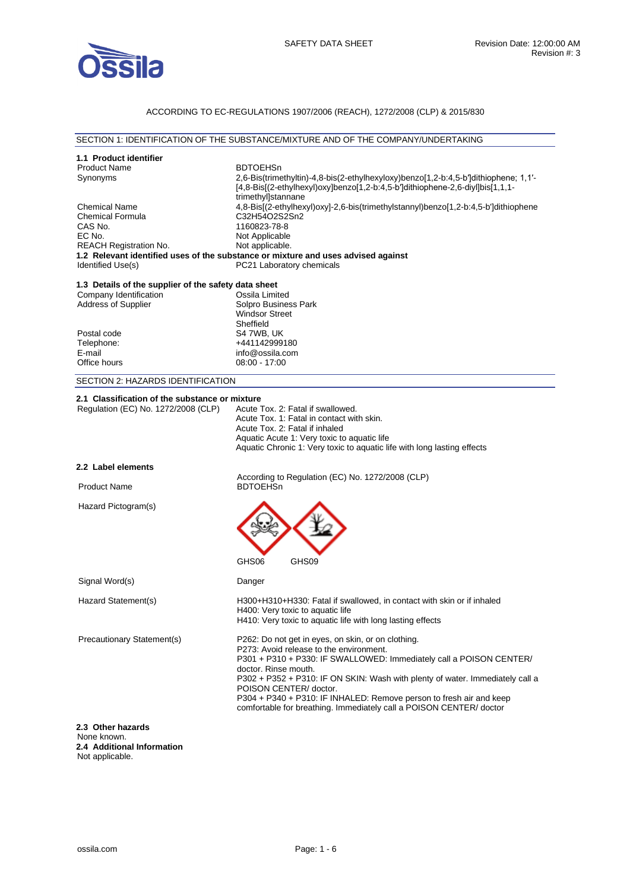SAFETY DATA SHEET

Revision Date: 12:00:00 AM
Revision #: 3

ACCORDING TO EC-REGULATIONS 1907/2006 (REACH), 1272/2008 (CLP) & 2015/830

## SECTION 1: IDENTIFICATION OF THE SUBSTANCE/MIXTURE AND OF THE COMPANY/UNDERTAKING

### 1.1 Product identifier

| | |
|---|---|
| Product Name | BDTOEHSn |
| Synonyms | 2,6-Bis(trimethyltin)-4,8-bis(2-ethylhexyloxy)benzo[1,2-b:4,5-b′]dithiophene; 1,1′-[4,8-Bis[(2-ethylhexyl)oxy]benzo[1,2-b:4,5-b′]dithiophene-2,6-diyl]bis[1,1,1-trimethyl]stannane |
| Chemical Name | 4,8-Bis[(2-ethylhexyl)oxy]-2,6-bis(trimethylstannyl)benzo[1,2-b:4,5-b′]dithiophene |
| Chemical Formula | $C_{32}H_{54}O_2S_2Sn_2$ |
| CAS No. | 1160823-78-8 |
| EC No. | Not Applicable |
| REACH Registration No. | Not applicable. |

### 1.2 Relevant identified uses of the substance or mixture and uses advised against

| | |
|---|---|
| Identified Use(s) | PC21 Laboratory chemicals |

### 1.3 Details of the supplier of the safety data sheet

| | |
|---|---|
| Company Identification | Ossila Limited |
| Address of Supplier | Solpro Business Park<br>Windsor Street<br>Sheffield |
| Postal code | S4 7WB, UK |
| Telephone: | +441142999180 |
| E-mail | info@ossila.com |
| Office hours | 08:00 - 17:00 |

## SECTION 2: HAZARDS IDENTIFICATION

### 2.1 Classification of the substance or mixture

Regulation (EC) No. 1272/2008 (CLP)

- Acute Tox. 2: Fatal if swallowed.
- Acute Tox. 1: Fatal in contact with skin.
- Acute Tox. 2: Fatal if inhaled
- Aquatic Acute 1: Very toxic to aquatic life
- Aquatic Chronic 1: Very toxic to aquatic life with long lasting effects

### 2.2 Label elements

According to Regulation (EC) No. 1272/2008 (CLP)

| | |
|---|---|
| Product Name | BDTOEHSn |
| Hazard Pictogram(s) | GHS06 GHS09 |
| Signal Word(s) | Danger |
| Hazard Statement(s) | H300+H310+H330: Fatal if swallowed, in contact with skin or if inhaled<br>H400: Very toxic to aquatic life<br>H410: Very toxic to aquatic life with long lasting effects |
| Precautionary Statement(s) | P262: Do not get in eyes, on skin, or on clothing.<br>P273: Avoid release to the environment.<br>P301 + P310 + P330: IF SWALLOWED: Immediately call a POISON CENTER/ doctor. Rinse mouth.<br>P302 + P352 + P310: IF ON SKIN: Wash with plenty of water. Immediately call a POISON CENTER/ doctor.<br>P304 + P340 + P310: IF INHALED: Remove person to fresh air and keep comfortable for breathing. Immediately call a POISON CENTER/ doctor |

### 2.3 Other hazards

None known.

### 2.4 Additional Information

Not applicable.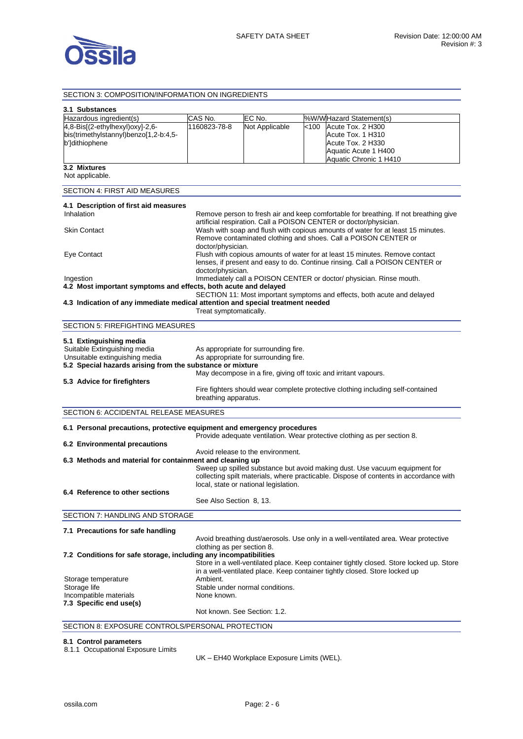## SECTION 3: COMPOSITION/INFORMATION ON INGREDIENTS

### 3.1 Substances

| Hazardous ingredient(s) | CAS No. | EC No. | %W/W | Hazard Statement(s) |
|---|---|---|---|---|
| 4,8-Bis[(2-ethylhexyl)oxy]-2,6-bis(trimethylstannyl)benzo[1,2-b:4,5-b']dithiophene | 1160823-78-8 | Not Applicable | <100 | Acute Tox. 2 H300<br>Acute Tox. 1 H310<br>Acute Tox. 2 H330<br>Aquatic Acute 1 H400<br>Aquatic Chronic 1 H410 |

### 3.2 Mixtures

Not applicable.

## SECTION 4: FIRST AID MEASURES

### 4.1 Description of first aid measures

**Inhalation**
Remove person to fresh air and keep comfortable for breathing. If not breathing give artificial respiration. Call a POISON CENTER or doctor/physician.

**Skin Contact**
Wash with soap and flush with copious amounts of water for at least 15 minutes. Remove contaminated clothing and shoes. Call a POISON CENTER or doctor/physician.

**Eye Contact**
Flush with copious amounts of water for at least 15 minutes. Remove contact lenses, if present and easy to do. Continue rinsing. Call a POISON CENTER or doctor/physician.

**Ingestion**
Immediately call a POISON CENTER or doctor/ physician. Rinse mouth.

### 4.2 Most important symptoms and effects, both acute and delayed

SECTION 11: Most important symptoms and effects, both acute and delayed

### 4.3 Indication of any immediate medical attention and special treatment needed

Treat symptomatically.

## SECTION 5: FIREFIGHTING MEASURES

### 5.1 Extinguishing media

Suitable Extinguishing media: As appropriate for surrounding fire.
Unsuitable extinguishing media: As appropriate for surrounding fire.

### 5.2 Special hazards arising from the substance or mixture

May decompose in a fire, giving off toxic and irritant vapours.

### 5.3 Advice for firefighters

Fire fighters should wear complete protective clothing including self-contained breathing apparatus.

## SECTION 6: ACCIDENTAL RELEASE MEASURES

### 6.1 Personal precautions, protective equipment and emergency procedures

Provide adequate ventilation. Wear protective clothing as per section 8.

### 6.2 Environmental precautions

Avoid release to the environment.

### 6.3 Methods and material for containment and cleaning up

Sweep up spilled substance but avoid making dust. Use vacuum equipment for collecting spilt materials, where practicable. Dispose of contents in accordance with local, state or national legislation.

### 6.4 Reference to other sections

See Also Section 8, 13.

## SECTION 7: HANDLING AND STORAGE

### 7.1 Precautions for safe handling

Avoid breathing dust/aerosols. Use only in a well-ventilated area. Wear protective clothing as per section 8.

### 7.2 Conditions for safe storage, including any incompatibilities

Store in a well-ventilated place. Keep container tightly closed. Store locked up. Store in a well-ventilated place. Keep container tightly closed. Store locked up

Storage temperature: Ambient.
Storage life: Stable under normal conditions.
Incompatible materials: None known.

### 7.3 Specific end use(s)

Not known. See Section: 1.2.

## SECTION 8: EXPOSURE CONTROLS/PERSONAL PROTECTION

### 8.1 Control parameters

8.1.1 Occupational Exposure Limits

UK – EH40 Workplace Exposure Limits (WEL).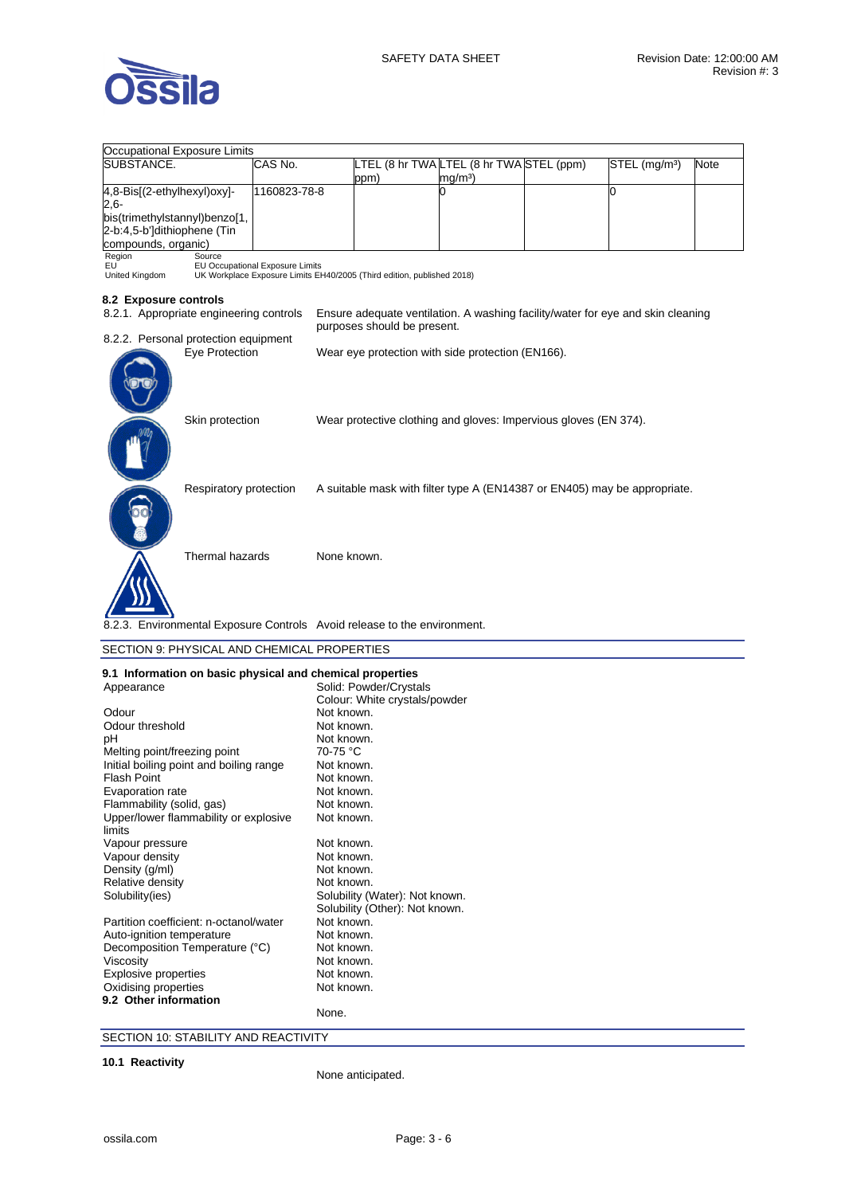| Occupational Exposure Limits | | | | | | |
|---|---|---|---|---|---|---|
| SUBSTANCE. | CAS No. | LTEL (8 hr TWA ppm) | LTEL (8 hr TWA mg/m³) | STEL (ppm) | STEL (mg/m³) | Note |
| 4,8-Bis[(2-ethylhexyl)oxy]-2,6-bis(trimethylstannyl)benzo[1,2-b:4,5-b']dithiophene (Tin compounds, organic) | 1160823-78-8 | | 0 | | 0 | |

| Region | Source |
|---|---|
| EU | EU Occupational Exposure Limits |
| United Kingdom | UK Workplace Exposure Limits EH40/2005 (Third edition, published 2018) |

**8.2 Exposure controls**

8.2.1. Appropriate engineering controls: Ensure adequate ventilation. A washing facility/water for eye and skin cleaning purposes should be present.

8.2.2. Personal protection equipment

Eye Protection: Wear eye protection with side protection (EN166).

Skin protection: Wear protective clothing and gloves: Impervious gloves (EN 374).

Respiratory protection: A suitable mask with filter type A (EN14387 or EN405) may be appropriate.

Thermal hazards: None known.

8.2.3. Environmental Exposure Controls: Avoid release to the environment.

## SECTION 9: PHYSICAL AND CHEMICAL PROPERTIES

**9.1 Information on basic physical and chemical properties**

| | |
|---|---|
| Appearance | Solid: Powder/Crystals<br>Colour: White crystals/powder |
| Odour | Not known. |
| Odour threshold | Not known. |
| pH | Not known. |
| Melting point/freezing point | 70-75 °C |
| Initial boiling point and boiling range | Not known. |
| Flash Point | Not known. |
| Evaporation rate | Not known. |
| Flammability (solid, gas) | Not known. |
| Upper/lower flammability or explosive limits | Not known. |
| Vapour pressure | Not known. |
| Vapour density | Not known. |
| Density (g/ml) | Not known. |
| Relative density | Not known. |
| Solubility(ies) | Solubility (Water): Not known.<br>Solubility (Other): Not known. |
| Partition coefficient: n-octanol/water | Not known. |
| Auto-ignition temperature | Not known. |
| Decomposition Temperature (°C) | Not known. |
| Viscosity | Not known. |
| Explosive properties | Not known. |
| Oxidising properties | Not known. |

**9.2 Other information**

None.

## SECTION 10: STABILITY AND REACTIVITY

**10.1 Reactivity**

None anticipated.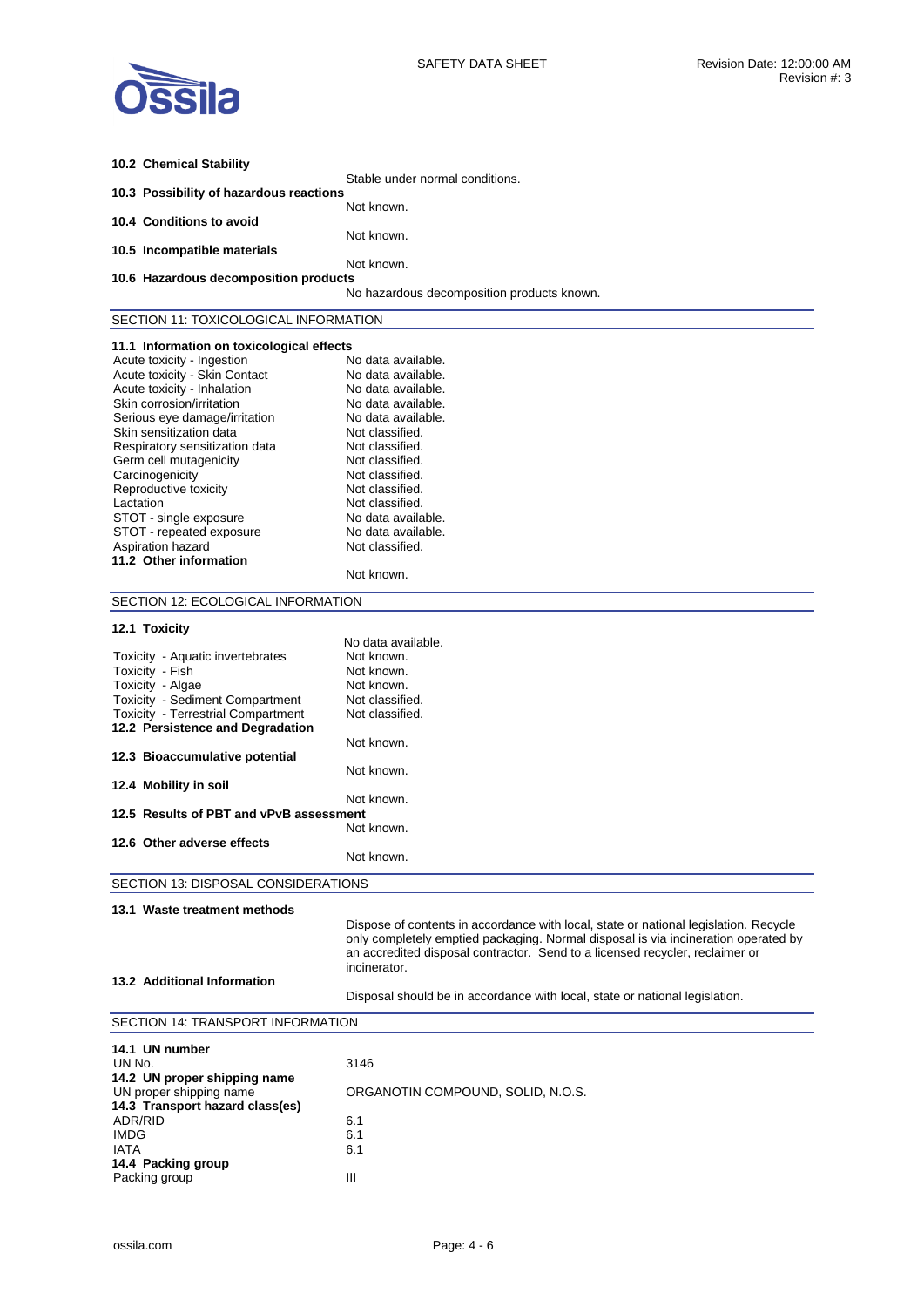**10.2 Chemical Stability**

Stable under normal conditions.

**10.3 Possibility of hazardous reactions**

Not known.

**10.4 Conditions to avoid**

Not known.

**10.5 Incompatible materials**

Not known.

**10.6 Hazardous decomposition products**

No hazardous decomposition products known.

## SECTION 11: TOXICOLOGICAL INFORMATION

**11.1 Information on toxicological effects**

| | |
|---|---|
| Acute toxicity - Ingestion | No data available. |
| Acute toxicity - Skin Contact | No data available. |
| Acute toxicity - Inhalation | No data available. |
| Skin corrosion/irritation | No data available. |
| Serious eye damage/irritation | No data available. |
| Skin sensitization data | Not classified. |
| Respiratory sensitization data | Not classified. |
| Germ cell mutagenicity | Not classified. |
| Carcinogenicity | Not classified. |
| Reproductive toxicity | Not classified. |
| Lactation | Not classified. |
| STOT - single exposure | No data available. |
| STOT - repeated exposure | No data available. |
| Aspiration hazard | Not classified. |

**11.2 Other information**

Not known.

## SECTION 12: ECOLOGICAL INFORMATION

**12.1 Toxicity**

No data available.

| | |
|---|---|
| Toxicity - Aquatic invertebrates | Not known. |
| Toxicity - Fish | Not known. |
| Toxicity - Algae | Not known. |
| Toxicity - Sediment Compartment | Not classified. |
| Toxicity - Terrestrial Compartment | Not classified. |

**12.2 Persistence and Degradation**

Not known.

**12.3 Bioaccumulative potential**

Not known.

**12.4 Mobility in soil**

Not known.

**12.5 Results of PBT and vPvB assessment**

Not known.

**12.6 Other adverse effects**

Not known.

## SECTION 13: DISPOSAL CONSIDERATIONS

**13.1 Waste treatment methods**

Dispose of contents in accordance with local, state or national legislation. Recycle only completely emptied packaging. Normal disposal is via incineration operated by an accredited disposal contractor. Send to a licensed recycler, reclaimer or incinerator.

**13.2 Additional Information**

Disposal should be in accordance with local, state or national legislation.

## SECTION 14: TRANSPORT INFORMATION

**14.1 UN number**

| | |
|---|---|
| UN No. | 3146 |

**14.2 UN proper shipping name**

| | |
|---|---|
| UN proper shipping name | ORGANOTIN COMPOUND, SOLID, N.O.S. |

**14.3 Transport hazard class(es)**

| | |
|---|---|
| ADR/RID | 6.1 |
| IMDG | 6.1 |
| IATA | 6.1 |

**14.4 Packing group**

| | |
|---|---|
| Packing group | III |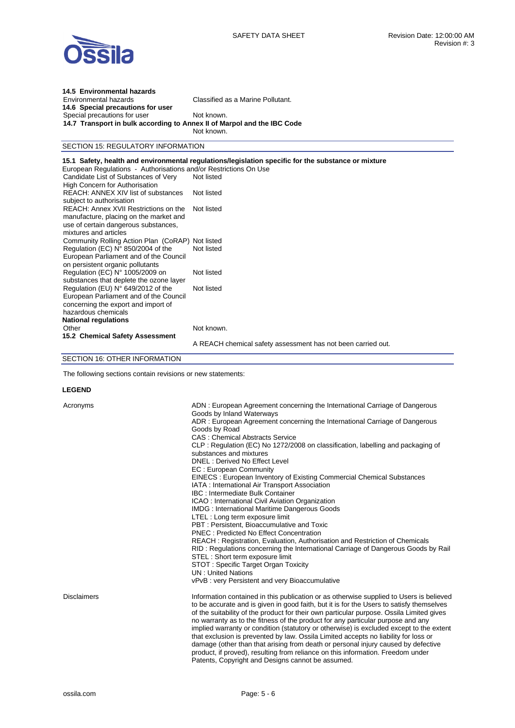**14.5 Environmental hazards**

| | |
|---|---|
| Environmental hazards | Classified as a Marine Pollutant. |

**14.6 Special precautions for user**

| | |
|---|---|
| Special precautions for user | Not known. |

**14.7 Transport in bulk according to Annex II of Marpol and the IBC Code**

Not known.

## SECTION 15: REGULATORY INFORMATION

**15.1 Safety, health and environmental regulations/legislation specific for the substance or mixture**

European Regulations - Authorisations and/or Restrictions On Use

| | |
|---|---|
| Candidate List of Substances of Very High Concern for Authorisation | Not listed |
| REACH: ANNEX XIV list of substances subject to authorisation | Not listed |
| REACH: Annex XVII Restrictions on the manufacture, placing on the market and use of certain dangerous substances, mixtures and articles | Not listed |
| Community Rolling Action Plan (CoRAP) | Not listed |
| Regulation (EC) N° 850/2004 of the European Parliament and of the Council on persistent organic pollutants | Not listed |
| Regulation (EC) N° 1005/2009 on substances that deplete the ozone layer | Not listed |
| Regulation (EU) N° 649/2012 of the European Parliament and of the Council concerning the export and import of hazardous chemicals | Not listed |

**National regulations**

| | |
|---|---|
| Other | Not known. |

**15.2 Chemical Safety Assessment**

A REACH chemical safety assessment has not been carried out.

## SECTION 16: OTHER INFORMATION

The following sections contain revisions or new statements:

**LEGEND**

Acronyms

- ADN : European Agreement concerning the International Carriage of Dangerous Goods by Inland Waterways
- ADR : European Agreement concerning the International Carriage of Dangerous Goods by Road
- CAS : Chemical Abstracts Service
- CLP : Regulation (EC) No 1272/2008 on classification, labelling and packaging of substances and mixtures
- DNEL : Derived No Effect Level
- EC : European Community
- EINECS : European Inventory of Existing Commercial Chemical Substances
- IATA : International Air Transport Association
- IBC : Intermediate Bulk Container
- ICAO : International Civil Aviation Organization
- IMDG : International Maritime Dangerous Goods
- LTEL : Long term exposure limit
- PBT : Persistent, Bioaccumulative and Toxic
- PNEC : Predicted No Effect Concentration
- REACH : Registration, Evaluation, Authorisation and Restriction of Chemicals
- RID : Regulations concerning the International Carriage of Dangerous Goods by Rail
- STEL : Short term exposure limit
- STOT : Specific Target Organ Toxicity
- UN : United Nations
- vPvB : very Persistent and very Bioaccumulative

Disclaimers

Information contained in this publication or as otherwise supplied to Users is believed to be accurate and is given in good faith, but it is for the Users to satisfy themselves of the suitability of the product for their own particular purpose. Ossila Limited gives no warranty as to the fitness of the product for any particular purpose and any implied warranty or condition (statutory or otherwise) is excluded except to the extent that exclusion is prevented by law. Ossila Limited accepts no liability for loss or damage (other than that arising from death or personal injury caused by defective product, if proved), resulting from reliance on this information. Freedom under Patents, Copyright and Designs cannot be assumed.